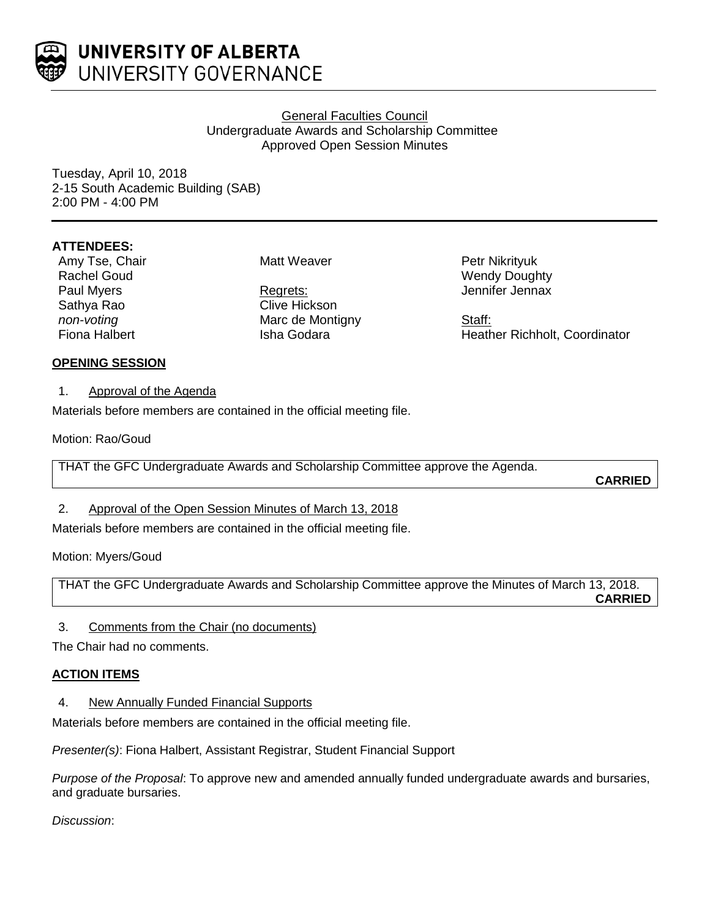UNIVERSITY OF ALBERTA
UNIVERSITY GOVERNANCE

General Faculties Council
Undergraduate Awards and Scholarship Committee
Approved Open Session Minutes

Tuesday, April 10, 2018
2-15 South Academic Building (SAB)
2:00 PM - 4:00 PM

**ATTENDEES:**

Amy Tse, Chair
Rachel Goud
Paul Myers
Sathya Rao
*non-voting*
Fiona Halbert
Matt Weaver
Petr Nikrityuk
Wendy Doughty
Jennifer Jennax

Regrets:
Clive Hickson
Marc de Montigny
Isha Godara

Staff:
Heather Richholt, Coordinator

**OPENING SESSION**

1. Approval of the Agenda

Materials before members are contained in the official meeting file.

Motion: Rao/Goud

> THAT the GFC Undergraduate Awards and Scholarship Committee approve the Agenda.
>
> **CARRIED**

2. Approval of the Open Session Minutes of March 13, 2018

Materials before members are contained in the official meeting file.

Motion: Myers/Goud

> THAT the GFC Undergraduate Awards and Scholarship Committee approve the Minutes of March 13, 2018.
>
> **CARRIED**

3. Comments from the Chair (no documents)

The Chair had no comments.

**ACTION ITEMS**

4. New Annually Funded Financial Supports

Materials before members are contained in the official meeting file.

*Presenter(s)*: Fiona Halbert, Assistant Registrar, Student Financial Support

*Purpose of the Proposal*: To approve new and amended annually funded undergraduate awards and bursaries, and graduate bursaries.

*Discussion*: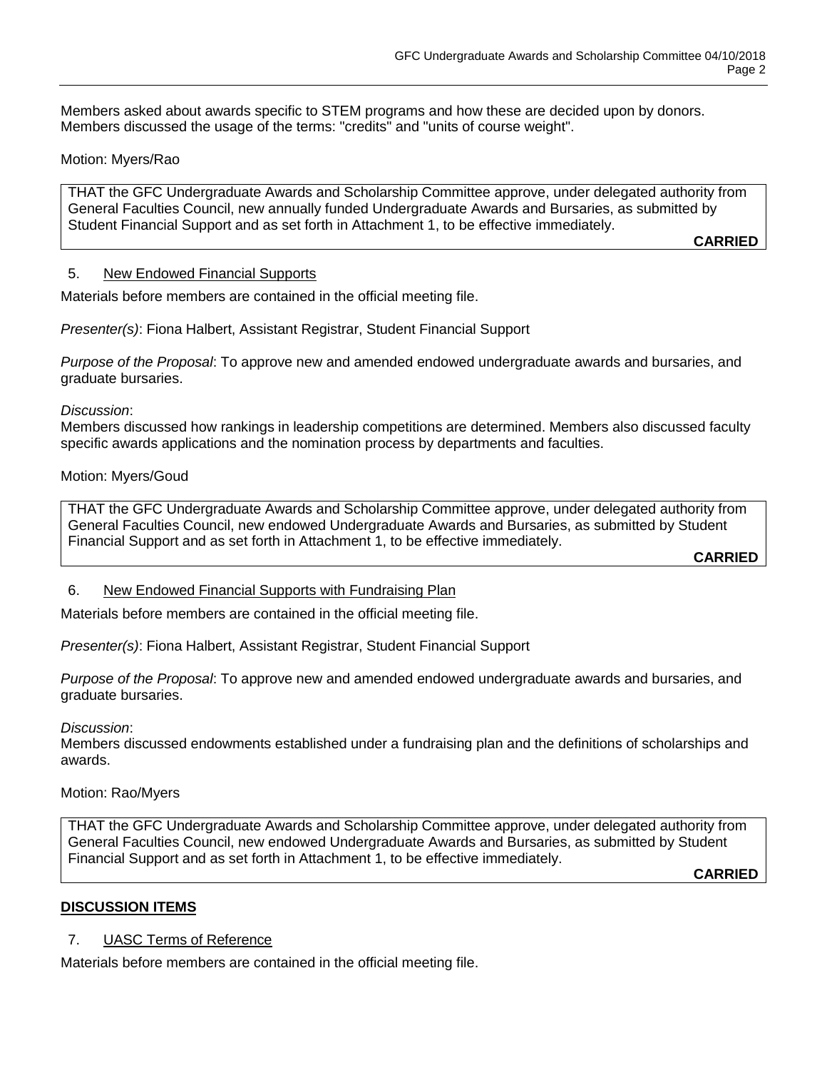Members asked about awards specific to STEM programs and how these are decided upon by donors. Members discussed the usage of the terms: "credits" and "units of course weight".

Motion: Myers/Rao

> THAT the GFC Undergraduate Awards and Scholarship Committee approve, under delegated authority from General Faculties Council, new annually funded Undergraduate Awards and Bursaries, as submitted by Student Financial Support and as set forth in Attachment 1, to be effective immediately.
>
> **CARRIED**

5. New Endowed Financial Supports

Materials before members are contained in the official meeting file.

*Presenter(s)*: Fiona Halbert, Assistant Registrar, Student Financial Support

*Purpose of the Proposal*: To approve new and amended endowed undergraduate awards and bursaries, and graduate bursaries.

*Discussion*:
Members discussed how rankings in leadership competitions are determined. Members also discussed faculty specific awards applications and the nomination process by departments and faculties.

Motion: Myers/Goud

> THAT the GFC Undergraduate Awards and Scholarship Committee approve, under delegated authority from General Faculties Council, new endowed Undergraduate Awards and Bursaries, as submitted by Student Financial Support and as set forth in Attachment 1, to be effective immediately.
>
> **CARRIED**

6. New Endowed Financial Supports with Fundraising Plan

Materials before members are contained in the official meeting file.

*Presenter(s)*: Fiona Halbert, Assistant Registrar, Student Financial Support

*Purpose of the Proposal*: To approve new and amended endowed undergraduate awards and bursaries, and graduate bursaries.

*Discussion*:
Members discussed endowments established under a fundraising plan and the definitions of scholarships and awards.

Motion: Rao/Myers

> THAT the GFC Undergraduate Awards and Scholarship Committee approve, under delegated authority from General Faculties Council, new endowed Undergraduate Awards and Bursaries, as submitted by Student Financial Support and as set forth in Attachment 1, to be effective immediately.
>
> **CARRIED**

## DISCUSSION ITEMS

7. UASC Terms of Reference

Materials before members are contained in the official meeting file.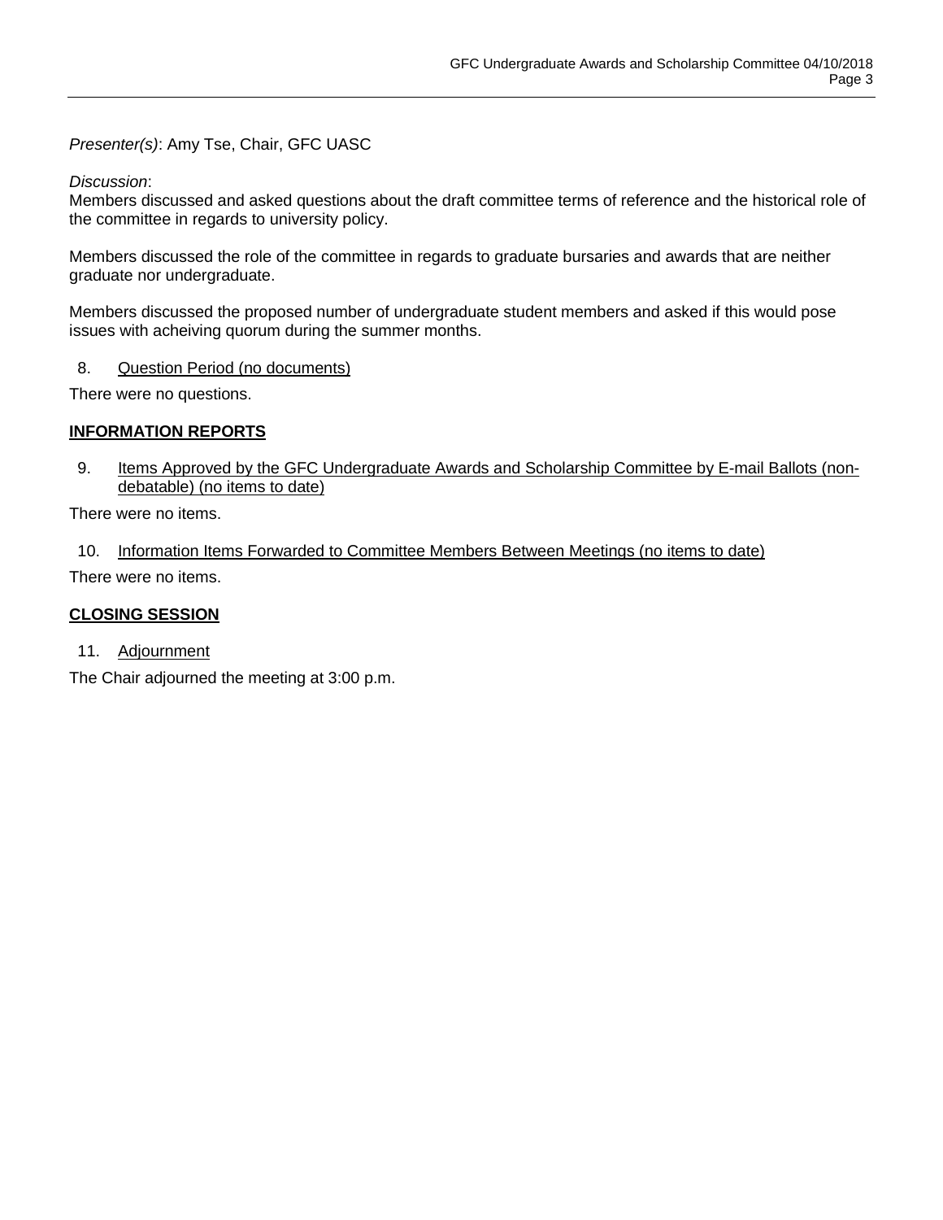*Presenter(s)*: Amy Tse, Chair, GFC UASC

*Discussion*:
Members discussed and asked questions about the draft committee terms of reference and the historical role of the committee in regards to university policy.

Members discussed the role of the committee in regards to graduate bursaries and awards that are neither graduate nor undergraduate.

Members discussed the proposed number of undergraduate student members and asked if this would pose issues with acheiving quorum during the summer months.

8. Question Period (no documents)

There were no questions.

**INFORMATION REPORTS**

9. Items Approved by the GFC Undergraduate Awards and Scholarship Committee by E-mail Ballots (non-debatable) (no items to date)

There were no items.

10. Information Items Forwarded to Committee Members Between Meetings (no items to date)

There were no items.

**CLOSING SESSION**

11. Adjournment

The Chair adjourned the meeting at 3:00 p.m.